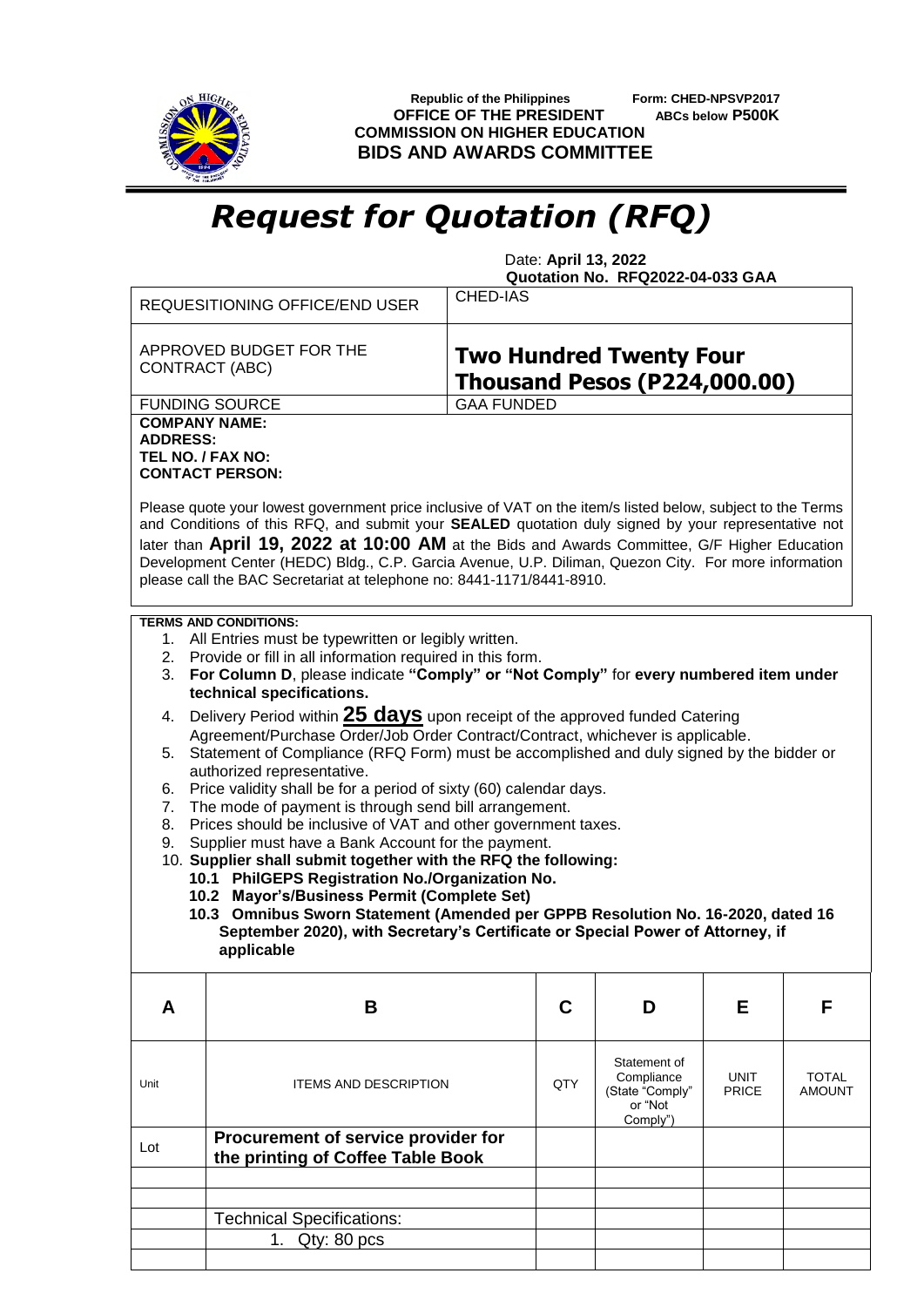Republic of the Philippines
**OFFICE OF THE PRESIDENT**
**COMMISSION ON HIGHER EDUCATION**
**BIDS AND AWARDS COMMITTEE**

**Form: CHED-NPSVP2017**
**ABCs below P500K**

# *Request for Quotation (RFQ)*

Date: **April 13, 2022**
**Quotation No. RFQ2022-04-033 GAA**

| | |
|---|---|
| REQUESITIONING OFFICE/END USER | CHED-IAS |
| APPROVED BUDGET FOR THE CONTRACT (ABC) | **Two Hundred Twenty Four Thousand Pesos (P224,000.00)** |
| FUNDING SOURCE | GAA FUNDED |

**COMPANY NAME:**
**ADDRESS:**
**TEL NO. / FAX NO:**
**CONTACT PERSON:**

Please quote your lowest government price inclusive of VAT on the item/s listed below, subject to the Terms and Conditions of this RFQ, and submit your **SEALED** quotation duly signed by your representative not later than **April 19, 2022 at 10:00 AM** at the Bids and Awards Committee, G/F Higher Education Development Center (HEDC) Bldg., C.P. Garcia Avenue, U.P. Diliman, Quezon City. For more information please call the BAC Secretariat at telephone no: 8441-1171/8441-8910.

**TERMS AND CONDITIONS:**

1. All Entries must be typewritten or legibly written.
2. Provide or fill in all information required in this form.
3. **For Column D**, please indicate **"Comply" or "Not Comply"** for **every numbered item under technical specifications.**
4. Delivery Period within **25 days** upon receipt of the approved funded Catering Agreement/Purchase Order/Job Order Contract/Contract, whichever is applicable.
5. Statement of Compliance (RFQ Form) must be accomplished and duly signed by the bidder or authorized representative.
6. Price validity shall be for a period of sixty (60) calendar days.
7. The mode of payment is through send bill arrangement.
8. Prices should be inclusive of VAT and other government taxes.
9. Supplier must have a Bank Account for the payment.
10. **Supplier shall submit together with the RFQ the following:**
    **10.1 PhilGEPS Registration No./Organization No.**
    **10.2 Mayor's/Business Permit (Complete Set)**
    **10.3 Omnibus Sworn Statement (Amended per GPPB Resolution No. 16-2020, dated 16 September 2020), with Secretary's Certificate or Special Power of Attorney, if applicable**

| A | B | C | D | E | F |
|---|---|---|---|---|---|
| Unit | ITEMS AND DESCRIPTION | QTY | Statement of Compliance (State "Comply" or "Not Comply") | UNIT PRICE | TOTAL AMOUNT |
| Lot | **Procurement of service provider for the printing of Coffee Table Book** | | | | |
| | | | | | |
| | | | | | |
| | Technical Specifications: | | | | |
| | 1. Qty: 80 pcs | | | | |
| | | | | | |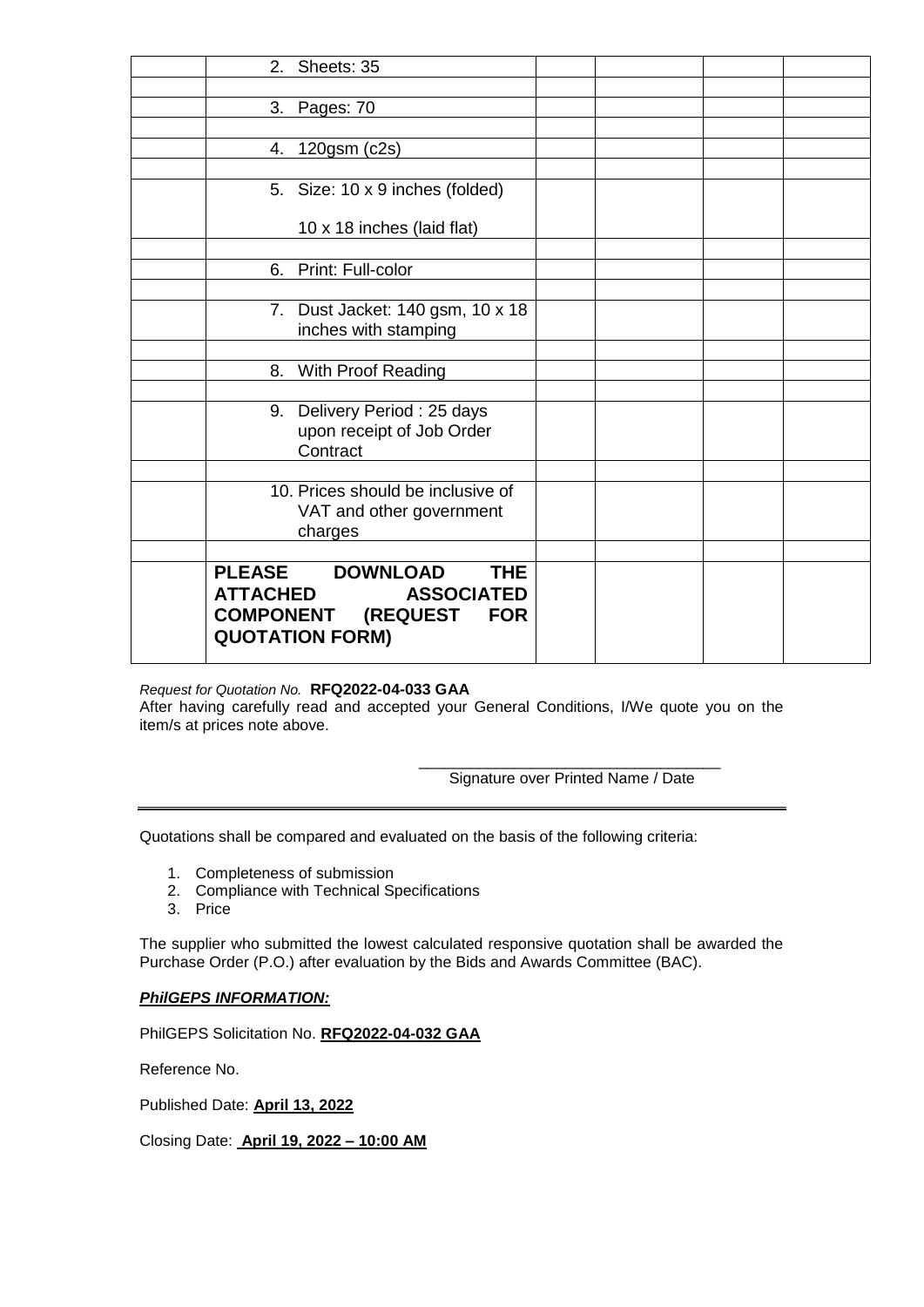| | | | | | |
|---|---|---|---|---|---|
| | 2. Sheets: 35 | | | | |
| | | | | | |
| | 3. Pages: 70 | | | | |
| | | | | | |
| | 4. 120gsm (c2s) | | | | |
| | | | | | |
| | 5. Size: 10 x 9 inches (folded)<br><br>10 x 18 inches (laid flat) | | | | |
| | | | | | |
| | 6. Print: Full-color | | | | |
| | | | | | |
| | 7. Dust Jacket: 140 gsm, 10 x 18 inches with stamping | | | | |
| | | | | | |
| | 8. With Proof Reading | | | | |
| | | | | | |
| | 9. Delivery Period : 25 days upon receipt of Job Order Contract | | | | |
| | | | | | |
| | 10. Prices should be inclusive of VAT and other government charges | | | | |
| | | | | | |
| | **PLEASE DOWNLOAD THE ATTACHED ASSOCIATED COMPONENT (REQUEST FOR QUOTATION FORM)** | | | | |

*Request for Quotation No.* **RFQ2022-04-033 GAA**

After having carefully read and accepted your General Conditions, I/We quote you on the item/s at prices note above.

\_\_\_\_\_\_\_\_\_\_\_\_\_\_\_\_\_\_\_\_\_\_\_\_\_\_\_\_\_\_\_\_\_\_\_

Signature over Printed Name / Date

---

Quotations shall be compared and evaluated on the basis of the following criteria:

1. Completeness of submission
2. Compliance with Technical Specifications
3. Price

The supplier who submitted the lowest calculated responsive quotation shall be awarded the Purchase Order (P.O.) after evaluation by the Bids and Awards Committee (BAC).

***PhilGEPS INFORMATION:***

PhilGEPS Solicitation No. **RFQ2022-04-032 GAA**

Reference No.

Published Date: **April 13, 2022**

Closing Date: **April 19, 2022 – 10:00 AM**